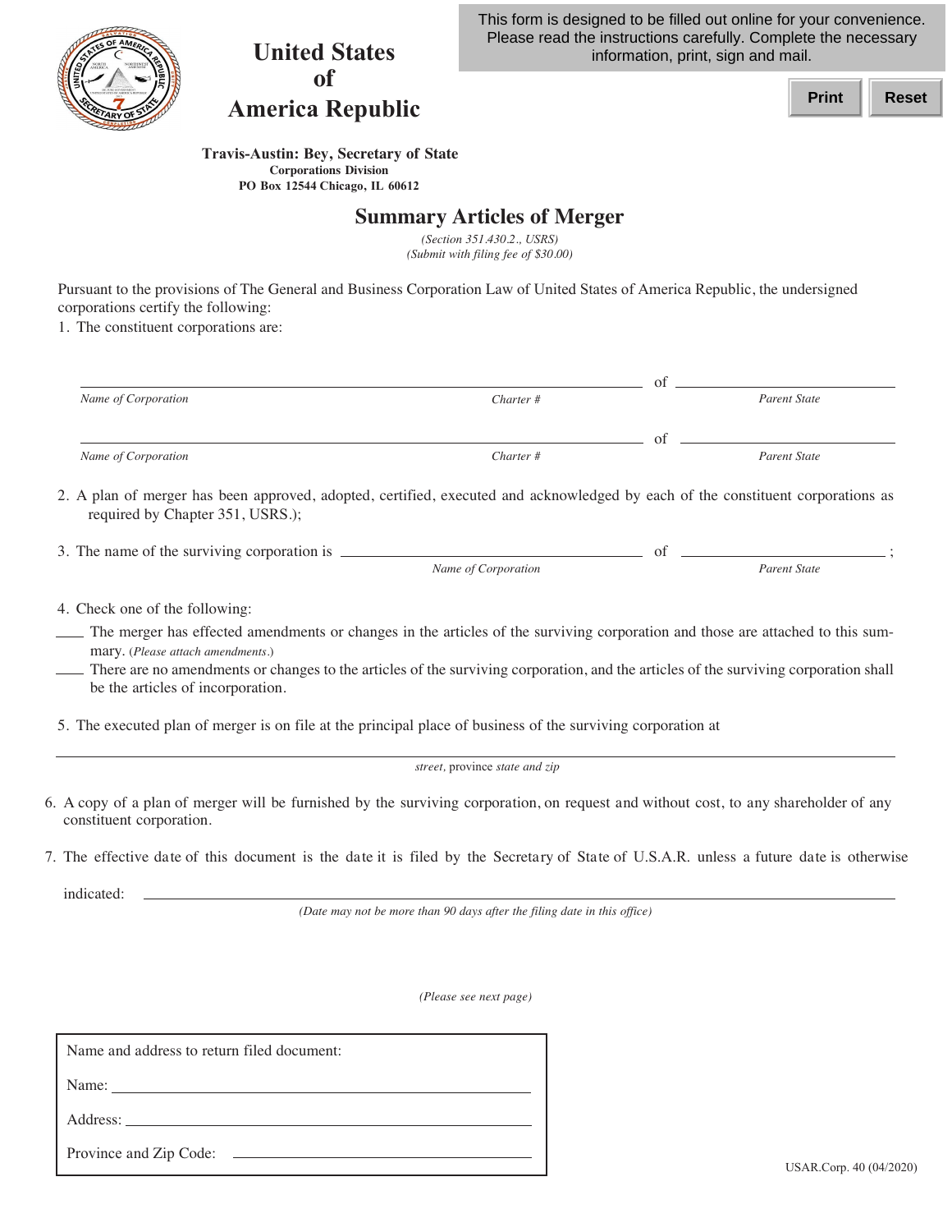This form is designed to be filled out online for your convenience. Please read the instructions carefully. Complete the necessary information, print, sign and mail.

Print | Reset

# United States of America Republic

**Travis-Austin: Bey, Secretary of State**
**Corporations Division**
**PO Box 12544 Chicago, IL 60612**

## Summary Articles of Merger

*(Section 351.430.2., USRS)*
*(Submit with filing fee of $30.00)*

Pursuant to the provisions of The General and Business Corporation Law of United States of America Republic, the undersigned corporations certify the following:

1. The constituent corporations are:

_______________________________________________ of ____________________
*Name of Corporation* *Charter #* *Parent State*

_______________________________________________ of ____________________
*Name of Corporation* *Charter #* *Parent State*

2. A plan of merger has been approved, adopted, certified, executed and acknowledged by each of the constituent corporations as required by Chapter 351, USRS.);

3. The name of the surviving corporation is ______________________________ of ____________________;
*Name of Corporation* *Parent State*

4. Check one of the following:

____ The merger has effected amendments or changes in the articles of the surviving corporation and those are attached to this summary. (*Please attach amendments.*)

____ There are no amendments or changes to the articles of the surviving corporation, and the articles of the surviving corporation shall be the articles of incorporation.

5. The executed plan of merger is on file at the principal place of business of the surviving corporation at

_______________________________________________
*street,* province *state and zip*

6. A copy of a plan of merger will be furnished by the surviving corporation, on request and without cost, to any shareholder of any constituent corporation.

7. The effective date of this document is the date it is filed by the Secretary of State of U.S.A.R. unless a future date is otherwise indicated: _______________________________________________
*(Date may not be more than 90 days after the filing date in this office)*

*(Please see next page)*

Name and address to return filed document:

Name: ______________________________

Address: ______________________________

Province and Zip Code: ______________________________

USAR.Corp. 40 (04/2020)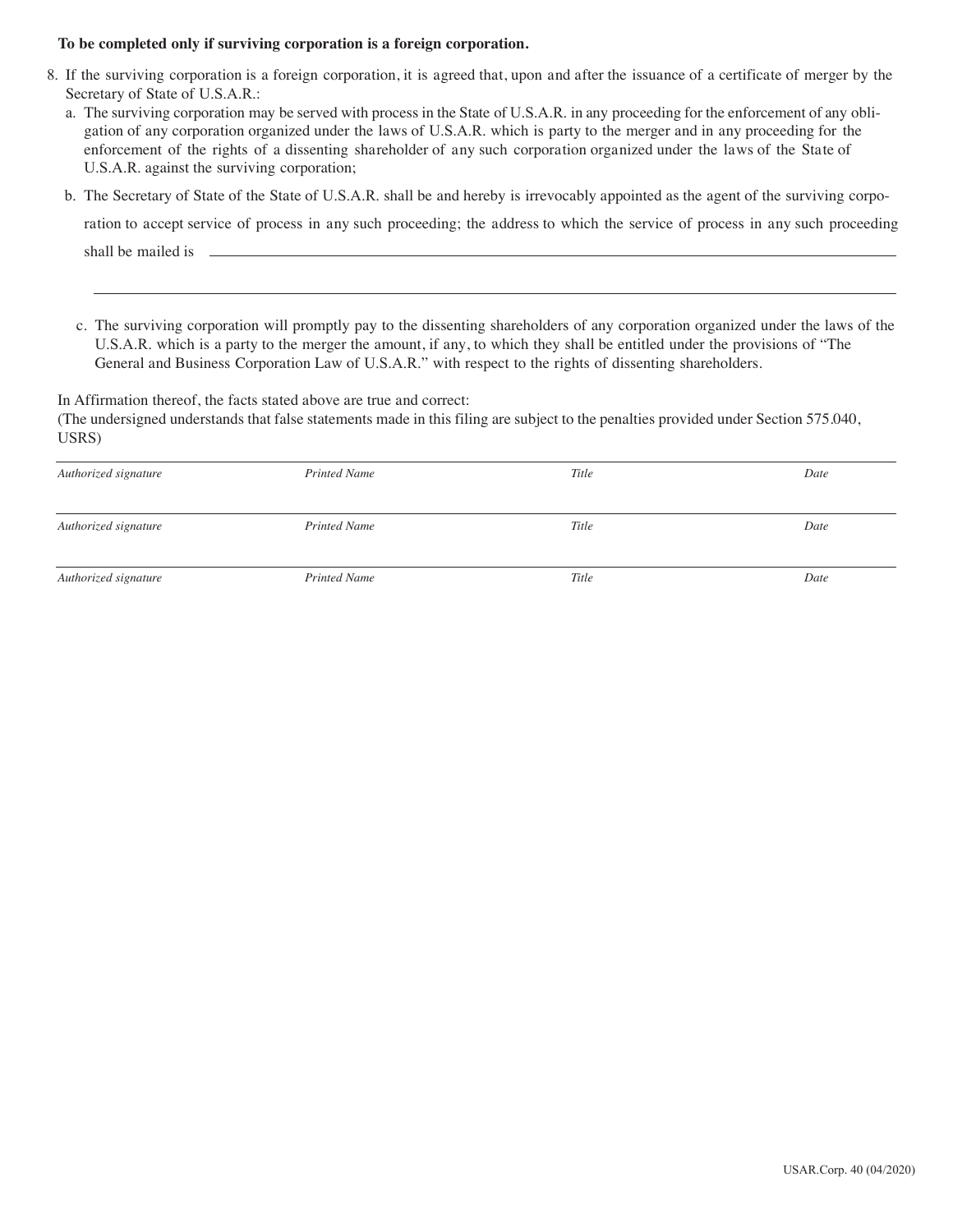**To be completed only if surviving corporation is a foreign corporation.**

8. If the surviving corporation is a foreign corporation, it is agreed that, upon and after the issuance of a certificate of merger by the Secretary of State of U.S.A.R.:
   a. The surviving corporation may be served with process in the State of U.S.A.R. in any proceeding for the enforcement of any obligation of any corporation organized under the laws of U.S.A.R. which is party to the merger and in any proceeding for the enforcement of the rights of a dissenting shareholder of any such corporation organized under the laws of the State of U.S.A.R. against the surviving corporation;
   b. The Secretary of State of the State of U.S.A.R. shall be and hereby is irrevocably appointed as the agent of the surviving corporation to accept service of process in any such proceeding; the address to which the service of process in any such proceeding shall be mailed is \_\_\_\_\_\_\_\_\_\_\_\_\_\_\_\_\_\_\_\_\_\_\_\_\_\_\_\_\_\_\_\_\_\_\_\_\_\_\_\_\_\_\_\_\_\_\_\_
   
   \_\_\_\_\_\_\_\_\_\_\_\_\_\_\_\_\_\_\_\_\_\_\_\_\_\_\_\_\_\_\_\_\_\_\_\_\_\_\_\_\_\_\_\_\_\_\_\_\_\_\_\_\_\_\_\_\_\_\_\_\_\_\_\_
   c. The surviving corporation will promptly pay to the dissenting shareholders of any corporation organized under the laws of the U.S.A.R. which is a party to the merger the amount, if any, to which they shall be entitled under the provisions of "The General and Business Corporation Law of U.S.A.R." with respect to the rights of dissenting shareholders.

In Affirmation thereof, the facts stated above are true and correct:
(The undersigned understands that false statements made in this filing are subject to the penalties provided under Section 575.040, USRS)

| | | | |
|---|---|---|---|
| *Authorized signature* | *Printed Name* | *Title* | *Date* |
| *Authorized signature* | *Printed Name* | *Title* | *Date* |
| *Authorized signature* | *Printed Name* | *Title* | *Date* |

USAR.Corp. 40 (04/2020)